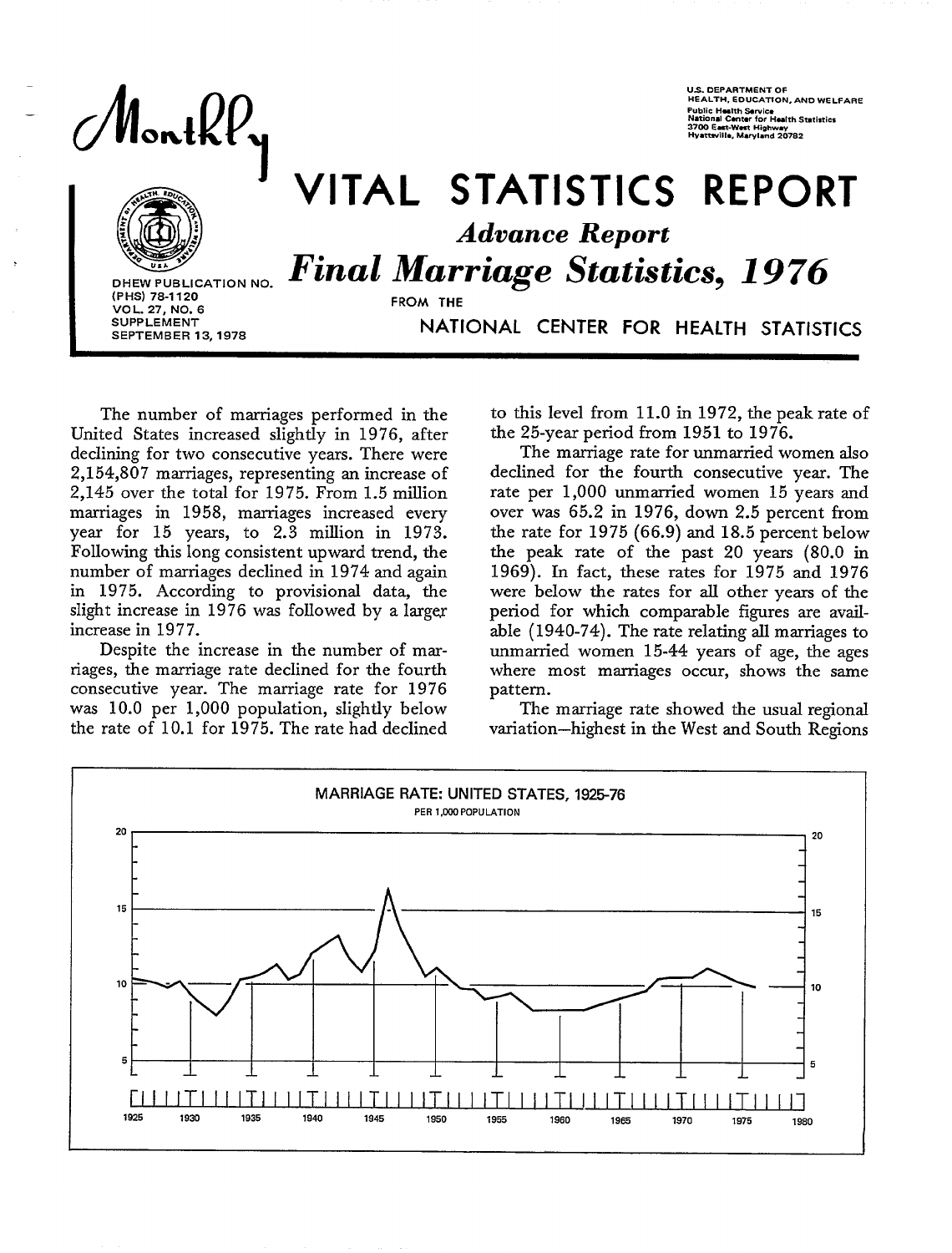# Monthly VITAL STATISTICS REPORT

U.S. DEPARTMENT OF HEALTH, EDUCATION, AND WELFARE
Public Health Service
National Center for Health Statistics
3700 East-West Highway
Hyattsville, Maryland 20782

DHEW PUBLICATION NO. (PHS) 78-1120
VOL. 27, NO. 6
SUPPLEMENT
SEPTEMBER 13, 1978

## *Advance Report*

## *Final Marriage Statistics, 1976*

FROM THE NATIONAL CENTER FOR HEALTH STATISTICS

The number of marriages performed in the United States increased slightly in 1976, after declining for two consecutive years. There were 2,154,807 marriages, representing an increase of 2,145 over the total for 1975. From 1.5 million marriages in 1958, marriages increased every year for 15 years, to 2.3 million in 1973. Following this long consistent upward trend, the number of marriages declined in 1974 and again in 1975. According to provisional data, the slight increase in 1976 was followed by a larger increase in 1977.

Despite the increase in the number of marriages, the marriage rate declined for the fourth consecutive year. The marriage rate for 1976 was 10.0 per 1,000 population, slightly below the rate of 10.1 for 1975. The rate had declined to this level from 11.0 in 1972, the peak rate of the 25-year period from 1951 to 1976.

The marriage rate for unmarried women also declined for the fourth consecutive year. The rate per 1,000 unmarried women 15 years and over was 65.2 in 1976, down 2.5 percent from the rate for 1975 (66.9) and 18.5 percent below the peak rate of the past 20 years (80.0 in 1969). In fact, these rates for 1975 and 1976 were below the rates for all other years of the period for which comparable figures are available (1940-74). The rate relating all marriages to unmarried women 15-44 years of age, the ages where most marriages occur, shows the same pattern.

The marriage rate showed the usual regional variation—highest in the West and South Regions

MARRIAGE RATE: UNITED STATES, 1925-76
PER 1,000 POPULATION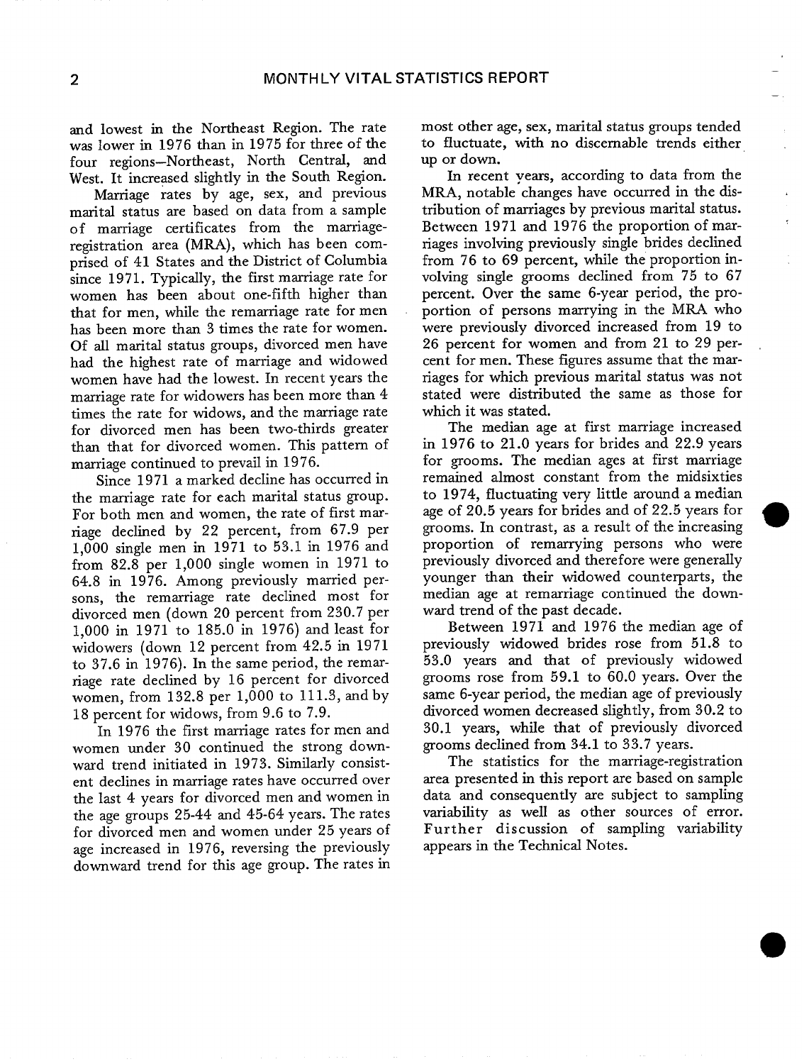and lowest in the Northeast Region. The rate was lower in 1976 than in 1975 for three of the four regions—Northeast, North Central, and West. It increased slightly in the South Region.

Marriage rates by age, sex, and previous marital status are based on data from a sample of marriage certificates from the marriage-registration area (MRA), which has been comprised of 41 States and the District of Columbia since 1971. Typically, the first marriage rate for women has been about one-fifth higher than that for men, while the remarriage rate for men has been more than 3 times the rate for women. Of all marital status groups, divorced men have had the highest rate of marriage and widowed women have had the lowest. In recent years the marriage rate for widowers has been more than 4 times the rate for widows, and the marriage rate for divorced men has been two-thirds greater than that for divorced women. This pattern of marriage continued to prevail in 1976.

Since 1971 a marked decline has occurred in the marriage rate for each marital status group. For both men and women, the rate of first marriage declined by 22 percent, from 67.9 per 1,000 single men in 1971 to 53.1 in 1976 and from 82.8 per 1,000 single women in 1971 to 64.8 in 1976. Among previously married persons, the remarriage rate declined most for divorced men (down 20 percent from 230.7 per 1,000 in 1971 to 185.0 in 1976) and least for widowers (down 12 percent from 42.5 in 1971 to 37.6 in 1976). In the same period, the remarriage rate declined by 16 percent for divorced women, from 132.8 per 1,000 to 111.3, and by 18 percent for widows, from 9.6 to 7.9.

In 1976 the first marriage rates for men and women under 30 continued the strong downward trend initiated in 1973. Similarly consistent declines in marriage rates have occurred over the last 4 years for divorced men and women in the age groups 25-44 and 45-64 years. The rates for divorced men and women under 25 years of age increased in 1976, reversing the previously downward trend for this age group. The rates in most other age, sex, marital status groups tended to fluctuate, with no discernable trends either up or down.

In recent years, according to data from the MRA, notable changes have occurred in the distribution of marriages by previous marital status. Between 1971 and 1976 the proportion of marriages involving previously single brides declined from 76 to 69 percent, while the proportion involving single grooms declined from 75 to 67 percent. Over the same 6-year period, the proportion of persons marrying in the MRA who were previously divorced increased from 19 to 26 percent for women and from 21 to 29 percent for men. These figures assume that the marriages for which previous marital status was not stated were distributed the same as those for which it was stated.

The median age at first marriage increased in 1976 to 21.0 years for brides and 22.9 years for grooms. The median ages at first marriage remained almost constant from the midsixties to 1974, fluctuating very little around a median age of 20.5 years for brides and of 22.5 years for grooms. In contrast, as a result of the increasing proportion of remarrying persons who were previously divorced and therefore were generally younger than their widowed counterparts, the median age at remarriage continued the downward trend of the past decade.

Between 1971 and 1976 the median age of previously widowed brides rose from 51.8 to 53.0 years and that of previously widowed grooms rose from 59.1 to 60.0 years. Over the same 6-year period, the median age of previously divorced women decreased slightly, from 30.2 to 30.1 years, while that of previously divorced grooms declined from 34.1 to 33.7 years.

The statistics for the marriage-registration area presented in this report are based on sample data and consequently are subject to sampling variability as well as other sources of error. Further discussion of sampling variability appears in the Technical Notes.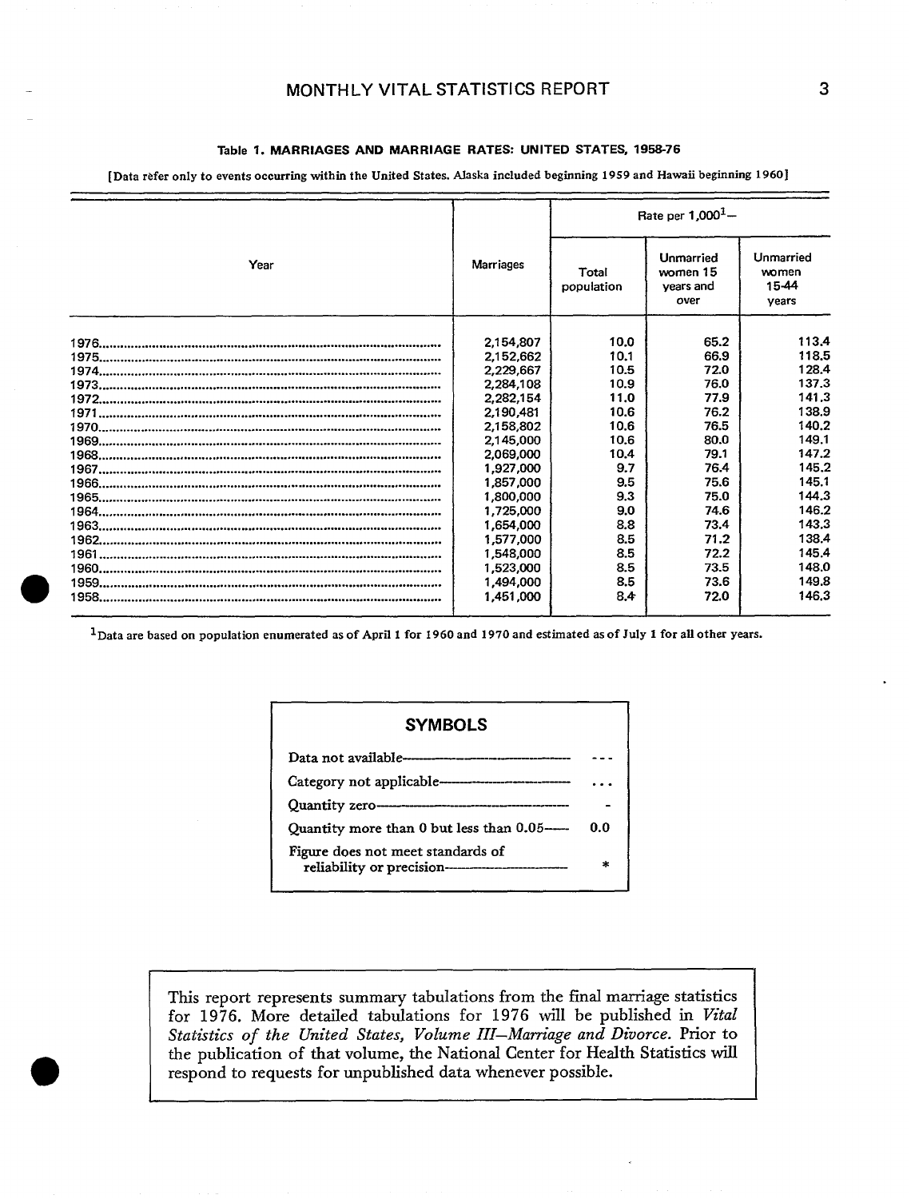**Table 1. MARRIAGES AND MARRIAGE RATES: UNITED STATES, 1958-76**

[Data refer only to events occurring within the United States. Alaska included beginning 1959 and Hawaii beginning 1960]

| Year | Marriages | Rate per 1,000[1]— | | |
|---|---|---|---|---|
| | | Total population | Unmarried women 15 years and over | Unmarried women 15-44 years |
| 1976 | 2,154,807 | 10.0 | 65.2 | 113.4 |
| 1975 | 2,152,662 | 10.1 | 66.9 | 118.5 |
| 1974 | 2,229,667 | 10.5 | 72.0 | 128.4 |
| 1973 | 2,284,108 | 10.9 | 76.0 | 137.3 |
| 1972 | 2,282,154 | 11.0 | 77.9 | 141.3 |
| 1971 | 2,190,481 | 10.6 | 76.2 | 138.9 |
| 1970 | 2,158,802 | 10.6 | 76.5 | 140.2 |
| 1969 | 2,145,000 | 10.6 | 80.0 | 149.1 |
| 1968 | 2,069,000 | 10.4 | 79.1 | 147.2 |
| 1967 | 1,927,000 | 9.7 | 76.4 | 145.2 |
| 1966 | 1,857,000 | 9.5 | 75.6 | 145.1 |
| 1965 | 1,800,000 | 9.3 | 75.0 | 144.3 |
| 1964 | 1,725,000 | 9.0 | 74.6 | 146.2 |
| 1963 | 1,654,000 | 8.8 | 73.4 | 143.3 |
| 1962 | 1,577,000 | 8.5 | 71.2 | 138.4 |
| 1961 | 1,548,000 | 8.5 | 72.2 | 145.4 |
| 1960 | 1,523,000 | 8.5 | 73.5 | 148.0 |
| 1959 | 1,494,000 | 8.5 | 73.6 | 149.8 |
| 1958 | 1,451,000 | 8.4 | 72.0 | 146.3 |

[1]Data are based on population enumerated as of April 1 for 1960 and 1970 and estimated as of July 1 for all other years.

**SYMBOLS**

| | |
|---|---|
| Data not available | --- |
| Category not applicable | ... |
| Quantity zero | - |
| Quantity more than 0 but less than 0.05 | 0.0 |
| Figure does not meet standards of reliability or precision | * |

This report represents summary tabulations from the final marriage statistics for 1976. More detailed tabulations for 1976 will be published in *Vital Statistics of the United States, Volume III—Marriage and Divorce.* Prior to the publication of that volume, the National Center for Health Statistics will respond to requests for unpublished data whenever possible.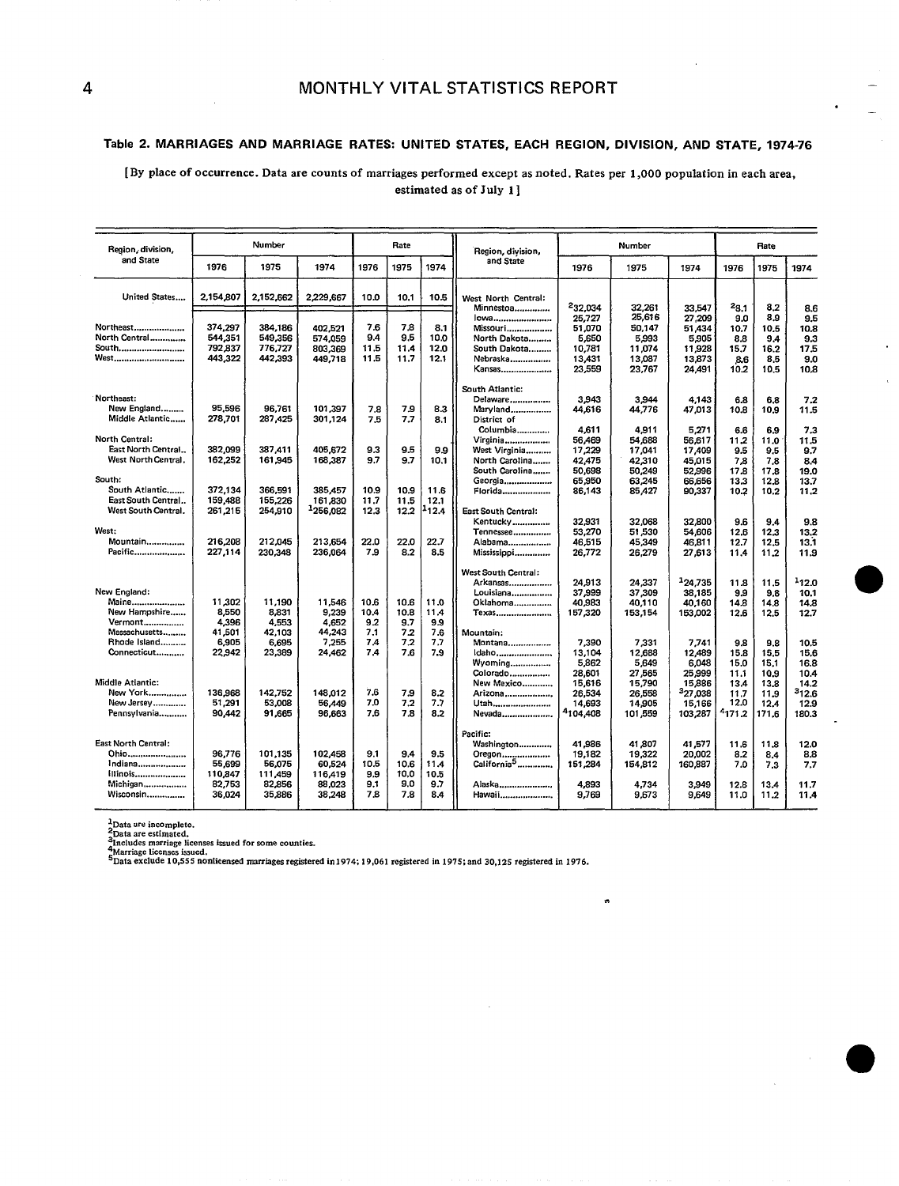## Table 2. MARRIAGES AND MARRIAGE RATES: UNITED STATES, EACH REGION, DIVISION, AND STATE, 1974-76

[By place of occurrence. Data are counts of marriages performed except as noted. Rates per 1,000 population in each area, estimated as of July 1]

| Region, division, and State | Number | | | Rate | | |
|---|---|---|---|---|---|---|
| | 1976 | 1975 | 1974 | 1976 | 1975 | 1974 |
| United States | 2,154,807 | 2,152,662 | 2,229,667 | 10.0 | 10.1 | 10.5 |
| Northeast | 374,297 | 384,186 | 402,521 | 7.6 | 7.8 | 8.1 |
| North Central | 544,351 | 549,356 | 574,059 | 9.4 | 9.5 | 10.0 |
| South | 792,837 | 776,727 | 803,369 | 11.5 | 11.4 | 12.0 |
| West | 443,322 | 442,393 | 449,718 | 11.5 | 11.7 | 12.1 |
| **Northeast:** | | | | | | |
| New England | 95,596 | 96,761 | 101,397 | 7.8 | 7.9 | 8.3 |
| Middle Atlantic | 278,701 | 287,425 | 301,124 | 7.5 | 7.7 | 8.1 |
| **North Central:** | | | | | | |
| East North Central | 382,099 | 387,411 | 405,672 | 9.3 | 9.5 | 9.9 |
| West North Central | 162,252 | 161,945 | 168,387 | 9.7 | 9.7 | 10.1 |
| **South:** | | | | | | |
| South Atlantic | 372,134 | 366,591 | 385,457 | 10.9 | 10.9 | 11.6 |
| East South Central | 159,488 | 155,226 | 161,830 | 11.7 | 11.5 | 12.1 |
| West South Central | 261,215 | 254,910 | [1]256,082 | 12.3 | 12.2 | [1]12.4 |
| **West:** | | | | | | |
| Mountain | 216,208 | 212,045 | 213,654 | 22.0 | 22.0 | 22.7 |
| Pacific | 227,114 | 230,348 | 236,064 | 7.9 | 8.2 | 8.5 |
| **New England:** | | | | | | |
| Maine | 11,302 | 11,190 | 11,546 | 10.6 | 10.6 | 11.0 |
| New Hampshire | 8,550 | 8,831 | 9,239 | 10.4 | 10.8 | 11.4 |
| Vermont | 4,396 | 4,553 | 4,652 | 9.2 | 9.7 | 9.9 |
| Massachusetts | 41,501 | 42,103 | 44,243 | 7.1 | 7.2 | 7.6 |
| Rhode Island | 6,905 | 6,695 | 7,255 | 7.4 | 7.2 | 7.7 |
| Connecticut | 22,942 | 23,389 | 24,462 | 7.4 | 7.6 | 7.9 |
| **Middle Atlantic:** | | | | | | |
| New York | 136,968 | 142,752 | 148,012 | 7.6 | 7.9 | 8.2 |
| New Jersey | 51,291 | 53,008 | 56,449 | 7.0 | 7.2 | 7.7 |
| Pennsylvania | 90,442 | 91,665 | 96,663 | 7.6 | 7.8 | 8.2 |
| **East North Central:** | | | | | | |
| Ohio | 96,776 | 101,135 | 102,458 | 9.1 | 9.4 | 9.5 |
| Indiana | 55,699 | 56,075 | 60,524 | 10.5 | 10.6 | 11.4 |
| Illinois | 110,847 | 111,459 | 116,419 | 9.9 | 10.0 | 10.5 |
| Michigan | 82,753 | 82,856 | 88,023 | 9.1 | 9.0 | 9.7 |
| Wisconsin | 36,024 | 35,886 | 38,248 | 7.8 | 7.8 | 8.4 |
| **West North Central:** | | | | | | |
| Minnesota | [2]32,034 | 32,261 | 33,547 | [2]8.1 | 8.2 | 8.6 |
| Iowa | 25,727 | 25,616 | 27,209 | 9.0 | 8.9 | 9.5 |
| Missouri | 51,070 | 50,147 | 51,434 | 10.7 | 10.5 | 10.8 |
| North Dakota | 5,650 | 5,993 | 5,905 | 8.8 | 9.4 | 9.3 |
| South Dakota | 10,781 | 11,074 | 11,928 | 15.7 | 16.2 | 17.5 |
| Nebraska | 13,431 | 13,087 | 13,873 | 8.6 | 8.5 | 9.0 |
| Kansas | 23,559 | 23,767 | 24,491 | 10.2 | 10.5 | 10.8 |
| **South Atlantic:** | | | | | | |
| Delaware | 3,943 | 3,944 | 4,143 | 6.8 | 6.8 | 7.2 |
| Maryland | 44,616 | 44,776 | 47,013 | 10.8 | 10.9 | 11.5 |
| District of Columbia | 4,611 | 4,911 | 5,271 | 6.6 | 6.9 | 7.3 |
| Virginia | 56,469 | 54,688 | 56,617 | 11.2 | 11.0 | 11.5 |
| West Virginia | 17,229 | 17,041 | 17,409 | 9.5 | 9.5 | 9.7 |
| North Carolina | 42,475 | 42,310 | 45,015 | 7.8 | 7.8 | 8.4 |
| South Carolina | 50,698 | 50,249 | 52,996 | 17.8 | 17.8 | 19.0 |
| Georgia | 65,950 | 63,245 | 66,656 | 13.3 | 12.8 | 13.7 |
| Florida | 86,143 | 85,427 | 90,337 | 10.2 | 10.2 | 11.2 |
| **East South Central:** | | | | | | |
| Kentucky | 32,931 | 32,068 | 32,800 | 9.6 | 9.4 | 9.8 |
| Tennessee | 53,270 | 51,530 | 54,606 | 12.6 | 12.3 | 13.2 |
| Alabama | 46,515 | 45,349 | 46,811 | 12.7 | 12.5 | 13.1 |
| Mississippi | 26,772 | 26,279 | 27,613 | 11.4 | 11.2 | 11.9 |
| **West South Central:** | | | | | | |
| Arkansas | 24,913 | 24,337 | [1]24,735 | 11.8 | 11.5 | [1]12.0 |
| Louisiana | 37,999 | 37,309 | 38,185 | 9.9 | 9.8 | 10.1 |
| Oklahoma | 40,983 | 40,110 | 40,160 | 14.8 | 14.8 | 14.8 |
| Texas | 157,320 | 153,154 | 153,002 | 12.6 | 12.5 | 12.7 |
| **Mountain:** | | | | | | |
| Montana | 7,390 | 7,331 | 7,741 | 9.8 | 9.8 | 10.5 |
| Idaho | 13,104 | 12,688 | 12,489 | 15.8 | 15.5 | 15.6 |
| Wyoming | 5,862 | 5,649 | 6,048 | 15.0 | 15.1 | 16.8 |
| Colorado | 28,601 | 27,565 | 25,999 | 11.1 | 10.9 | 10.4 |
| New Mexico | 15,616 | 15,790 | 15,886 | 13.4 | 13.8 | 14.2 |
| Arizona | 26,534 | 26,558 | [3]27,038 | 11.7 | 11.9 | [3]12.6 |
| Utah | 14,693 | 14,905 | 15,166 | 12.0 | 12.4 | 12.9 |
| Nevada | [4]104,408 | 101,559 | 103,287 | [4]171.2 | 171.6 | 180.3 |
| **Pacific:** | | | | | | |
| Washington | 41,986 | 41,807 | 41,577 | 11.6 | 11.8 | 12.0 |
| Oregon | 19,182 | 19,322 | 20,002 | 8.2 | 8.4 | 8.8 |
| California[5] | 151,284 | 154,812 | 160,887 | 7.0 | 7.3 | 7.7 |
| Alaska | 4,893 | 4,734 | 3,949 | 12.8 | 13.4 | 11.7 |
| Hawaii | 9,769 | 9,673 | 9,649 | 11.0 | 11.2 | 11.4 |

[1]Data are incomplete.
[2]Data are estimated.
[3]Includes marriage licenses issued for some counties.
[4]Marriage licenses issued.
[5]Data exclude 10,555 nonlicensed marriages registered in 1974; 19,061 registered in 1975; and 30,125 registered in 1976.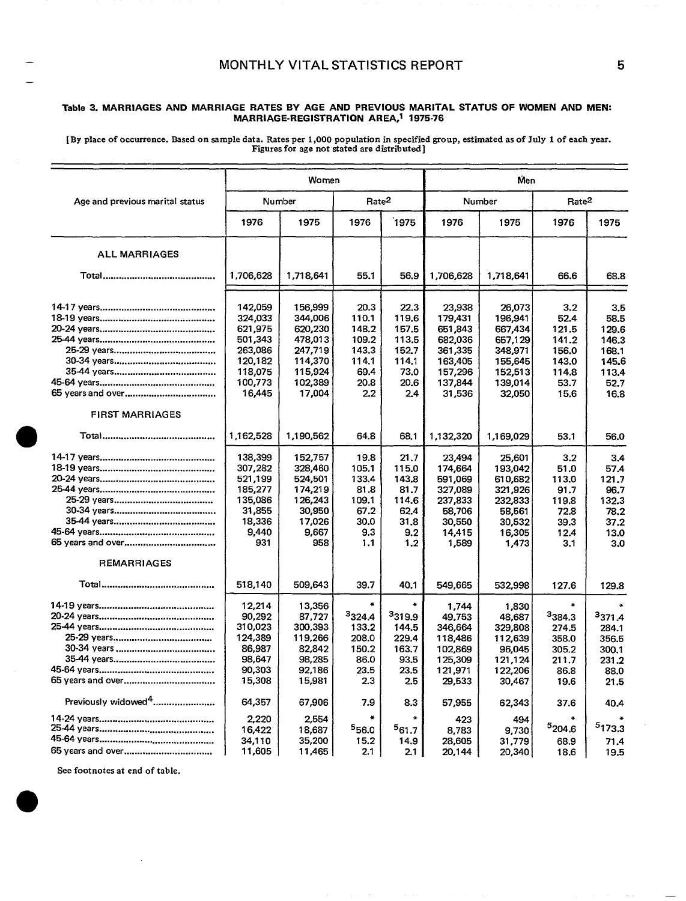**Table 3. MARRIAGES AND MARRIAGE RATES BY AGE AND PREVIOUS MARITAL STATUS OF WOMEN AND MEN: MARRIAGE-REGISTRATION AREA,[1] 1975-76**

[By place of occurrence. Based on sample data. Rates per 1,000 population in specified group, estimated as of July 1 of each year. Figures for age not stated are distributed]

| Age and previous marital status | Women | | | | Men | | | |
|---|---|---|---|---|---|---|---|---|
| | Number | | Rate[2] | | Number | | Rate[2] | |
| | 1976 | 1975 | 1976 | 1975 | 1976 | 1975 | 1976 | 1975 |
| **ALL MARRIAGES** | | | | | | | | |
| Total | 1,706,628 | 1,718,641 | 55.1 | 56.9 | 1,706,628 | 1,718,641 | 66.6 | 68.8 |
| 14-17 years | 142,059 | 156,999 | 20.3 | 22.3 | 23,938 | 26,073 | 3.2 | 3.5 |
| 18-19 years | 324,033 | 344,006 | 110.1 | 119.6 | 179,431 | 196,941 | 52.4 | 58.5 |
| 20-24 years | 621,975 | 620,230 | 148.2 | 157.5 | 651,843 | 667,434 | 121.5 | 129.6 |
| 25-44 years | 501,343 | 478,013 | 109.2 | 113.5 | 682,036 | 657,129 | 141.2 | 146.3 |
| 25-29 years | 263,086 | 247,719 | 143.3 | 152.7 | 361,335 | 348,971 | 156.0 | 168.1 |
| 30-34 years | 120,182 | 114,370 | 114.1 | 114.1 | 163,405 | 155,645 | 143.0 | 145.6 |
| 35-44 years | 118,075 | 115,924 | 69.4 | 73.0 | 157,296 | 152,513 | 114.8 | 113.4 |
| 45-64 years | 100,773 | 102,389 | 20.8 | 20.6 | 137,844 | 139,014 | 53.7 | 52.7 |
| 65 years and over | 16,445 | 17,004 | 2.2 | 2.4 | 31,536 | 32,050 | 15.6 | 16.8 |
| **FIRST MARRIAGES** | | | | | | | | |
| Total | 1,162,528 | 1,190,562 | 64.8 | 68.1 | 1,132,320 | 1,169,029 | 53.1 | 56.0 |
| 14-17 years | 138,399 | 152,757 | 19.8 | 21.7 | 23,494 | 25,601 | 3.2 | 3.4 |
| 18-19 years | 307,282 | 328,460 | 105.1 | 115.0 | 174,664 | 193,042 | 51.0 | 57.4 |
| 20-24 years | 521,199 | 524,501 | 133.4 | 143.8 | 591,069 | 610,682 | 113.0 | 121.7 |
| 25-44 years | 185,277 | 174,219 | 81.8 | 81.7 | 327,089 | 321,926 | 91.7 | 96.7 |
| 25-29 years | 135,086 | 126,243 | 109.1 | 114.6 | 237,833 | 232,833 | 119.8 | 132.3 |
| 30-34 years | 31,855 | 30,950 | 67.2 | 62.4 | 58,706 | 58,561 | 72.8 | 78.2 |
| 35-44 years | 18,336 | 17,026 | 30.0 | 31.8 | 30,550 | 30,532 | 39.3 | 37.2 |
| 45-64 years | 9,440 | 9,667 | 9.3 | 9.2 | 14,415 | 16,305 | 12.4 | 13.0 |
| 65 years and over | 931 | 958 | 1.1 | 1.2 | 1,589 | 1,473 | 3.1 | 3.0 |
| **REMARRIAGES** | | | | | | | | |
| Total | 518,140 | 509,643 | 39.7 | 40.1 | 549,665 | 532,998 | 127.6 | 129.8 |
| 14-19 years | 12,214 | 13,356 | * | * | 1,744 | 1,830 | * | * |
| 20-24 years | 90,292 | 87,727 | [3]324.4 | [3]319.9 | 49,753 | 48,687 | [3]384.3 | [3]371.4 |
| 25-44 years | 310,023 | 300,393 | 133.2 | 144.5 | 346,664 | 329,808 | 274.5 | 284.1 |
| 25-29 years | 124,389 | 119,266 | 208.0 | 229.4 | 118,486 | 112,639 | 358.0 | 356.5 |
| 30-34 years | 86,987 | 82,842 | 150.2 | 163.7 | 102,869 | 96,045 | 305.2 | 300.1 |
| 35-44 years | 98,647 | 98,285 | 86.0 | 93.5 | 125,309 | 121,124 | 211.7 | 231.2 |
| 45-64 years | 90,303 | 92,186 | 23.5 | 23.5 | 121,971 | 122,206 | 86.8 | 88.0 |
| 65 years and over | 15,308 | 15,981 | 2.3 | 2.5 | 29,533 | 30,467 | 19.6 | 21.5 |
| Previously widowed[4] | 64,357 | 67,906 | 7.9 | 8.3 | 57,955 | 62,343 | 37.6 | 40.4 |
| 14-24 years | 2,220 | 2,554 | * | * | 423 | 494 | * | * |
| 25-44 years | 16,422 | 18,687 | [5]56.0 | [5]61.7 | 8,783 | 9,730 | [5]204.6 | [5]173.3 |
| 45-64 years | 34,110 | 35,200 | 15.2 | 14.9 | 28,605 | 31,779 | 68.9 | 71.4 |
| 65 years and over | 11,605 | 11,465 | 2.1 | 2.1 | 20,144 | 20,340 | 18.6 | 19.5 |

See footnotes at end of table.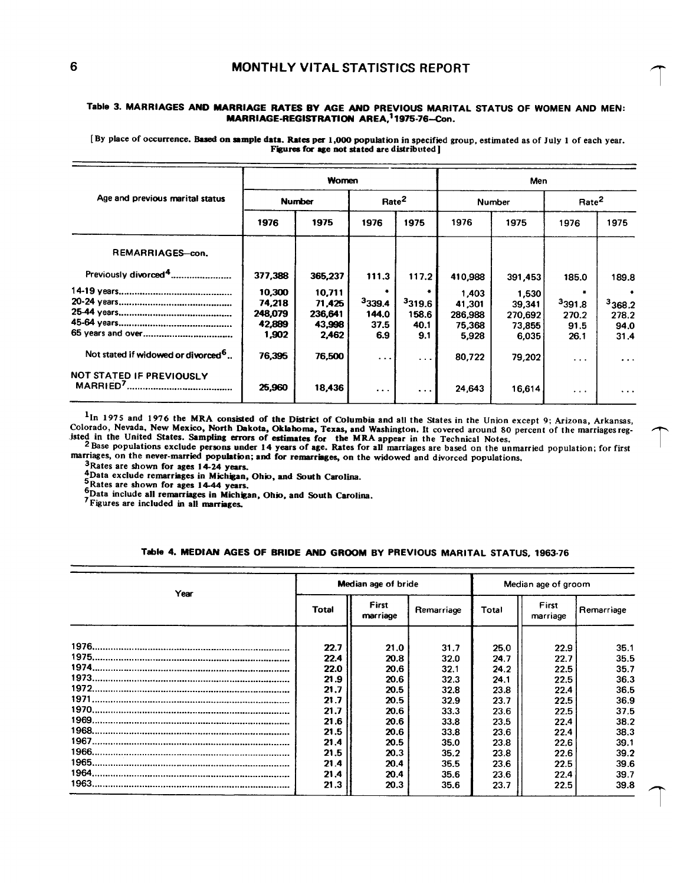### Table 3. MARRIAGES AND MARRIAGE RATES BY AGE AND PREVIOUS MARITAL STATUS OF WOMEN AND MEN: MARRIAGE-REGISTRATION AREA,[1] 1975-76—Con.

[By place of occurrence. Based on sample data. Rates per 1,000 population in specified group, estimated as of July 1 of each year. Figures for age not stated are distributed]

| Age and previous marital status | Women | | | | Men | | | |
|---|---|---|---|---|---|---|---|---|
| | Number | | Rate[2] | | Number | | Rate[2] | |
| | 1976 | 1975 | 1976 | 1975 | 1976 | 1975 | 1976 | 1975 |
| REMARRIAGES—con. | | | | | | | | |
| Previously divorced[4] | 377,388 | 365,237 | 111.3 | 117.2 | 410,988 | 391,453 | 185.0 | 189.8 |
| 14-19 years | 10,300 | 10,711 | * | * | 1,403 | 1,530 | * | * |
| 20-24 years | 74,218 | 71,425 | [3]339.4 | [3]319.6 | 41,301 | 39,341 | [3]391.8 | [3]368.2 |
| 25-44 years | 248,079 | 236,641 | 144.0 | 158.6 | 286,988 | 270,692 | 270.2 | 278.2 |
| 45-64 years | 42,889 | 43,998 | 37.5 | 40.1 | 75,368 | 73,855 | 91.5 | 94.0 |
| 65 years and over | 1,902 | 2,462 | 6.9 | 9.1 | 5,928 | 6,035 | 26.1 | 31.4 |
| Not stated if widowed or divorced[6] | 76,395 | 76,500 | ... | ... | 80,722 | 79,202 | ... | ... |
| NOT STATED IF PREVIOUSLY MARRIED[7] | 25,960 | 18,436 | ... | ... | 24,643 | 16,614 | ... | ... |

[1]In 1975 and 1976 the MRA consisted of the District of Columbia and all the States in the Union except 9; Arizona, Arkansas, Colorado, Nevada, New Mexico, North Dakota, Oklahoma, Texas, and Washington. It covered around 80 percent of the marriages registed in the United States. Sampling errors of estimates for the MRA appear in the Technical Notes.
[2]Base populations exclude persons under 14 years of age. Rates for all marriages are based on the unmarried population; for first marriages, on the never-married population; and for remarriages, on the widowed and divorced populations.
[3]Rates are shown for ages 14-24 years.
[4]Data exclude remarriages in Michigan, Ohio, and South Carolina.
[5]Rates are shown for ages 14-44 years.
[6]Data include all remarriages in Michigan, Ohio, and South Carolina.
[7]Figures are included in all marriages.

### Table 4. MEDIAN AGES OF BRIDE AND GROOM BY PREVIOUS MARITAL STATUS, 1963-76

| Year | Median age of bride | | | Median age of groom | | |
|---|---|---|---|---|---|---|
| | Total | First marriage | Remarriage | Total | First marriage | Remarriage |
| 1976 | 22.7 | 21.0 | 31.7 | 25.0 | 22.9 | 35.1 |
| 1975 | 22.4 | 20.8 | 32.0 | 24.7 | 22.7 | 35.5 |
| 1974 | 22.0 | 20.6 | 32.1 | 24.2 | 22.5 | 35.7 |
| 1973 | 21.9 | 20.6 | 32.3 | 24.1 | 22.5 | 36.3 |
| 1972 | 21.7 | 20.5 | 32.8 | 23.8 | 22.4 | 36.5 |
| 1971 | 21.7 | 20.5 | 32.9 | 23.7 | 22.5 | 36.9 |
| 1970 | 21.7 | 20.6 | 33.3 | 23.6 | 22.5 | 37.5 |
| 1969 | 21.6 | 20.6 | 33.8 | 23.5 | 22.4 | 38.2 |
| 1968 | 21.5 | 20.6 | 33.8 | 23.6 | 22.4 | 38.3 |
| 1967 | 21.4 | 20.5 | 35.0 | 23.8 | 22.6 | 39.1 |
| 1966 | 21.5 | 20.3 | 35.2 | 23.8 | 22.6 | 39.2 |
| 1965 | 21.4 | 20.4 | 35.5 | 23.6 | 22.5 | 39.6 |
| 1964 | 21.4 | 20.4 | 35.6 | 23.6 | 22.4 | 39.7 |
| 1963 | 21.3 | 20.3 | 35.6 | 23.7 | 22.5 | 39.8 |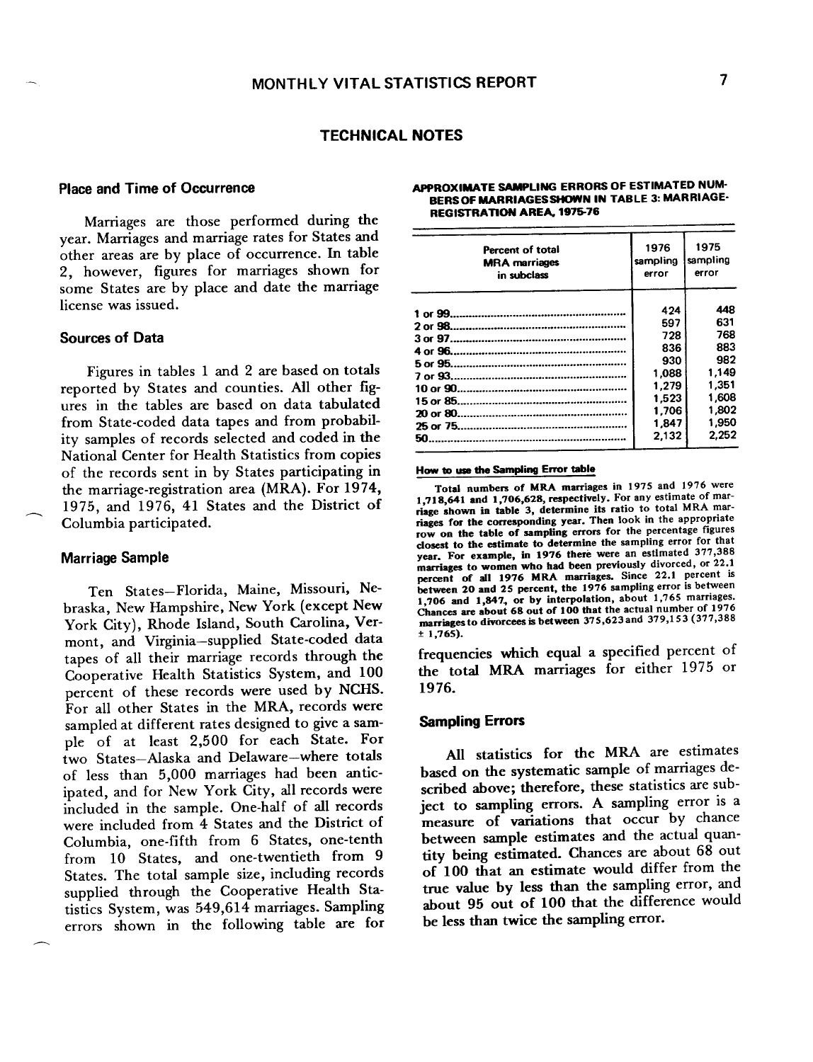## TECHNICAL NOTES

### Place and Time of Occurrence

Marriages are those performed during the year. Marriages and marriage rates for States and other areas are by place of occurrence. In table 2, however, figures for marriages shown for some States are by place and date the marriage license was issued.

### Sources of Data

Figures in tables 1 and 2 are based on totals reported by States and counties. All other figures in the tables are based on data tabulated from State-coded data tapes and from probability samples of records selected and coded in the National Center for Health Statistics from copies of the records sent in by States participating in the marriage-registration area (MRA). For 1974, 1975, and 1976, 41 States and the District of Columbia participated.

### Marriage Sample

Ten States—Florida, Maine, Missouri, Nebraska, New Hampshire, New York (except New York City), Rhode Island, South Carolina, Vermont, and Virginia—supplied State-coded data tapes of all their marriage records through the Cooperative Health Statistics System, and 100 percent of these records were used by NCHS. For all other States in the MRA, records were sampled at different rates designed to give a sample of at least 2,500 for each State. For two States—Alaska and Delaware—where totals of less than 5,000 marriages had been anticipated, and for New York City, all records were included in the sample. One-half of all records were included from 4 States and the District of Columbia, one-fifth from 6 States, one-tenth from 10 States, and one-twentieth from 9 States. The total sample size, including records supplied through the Cooperative Health Statistics System, was 549,614 marriages. Sampling errors shown in the following table are for frequencies which equal a specified percent of the total MRA marriages for either 1975 or 1976.

**APPROXIMATE SAMPLING ERRORS OF ESTIMATED NUMBERS OF MARRIAGES SHOWN IN TABLE 3: MARRIAGE-REGISTRATION AREA, 1975-76**

| Percent of total MRA marriages in subclass | 1976 sampling error | 1975 sampling error |
|---|---|---|
| 1 or 99 | 424 | 448 |
| 2 or 98 | 597 | 631 |
| 3 or 97 | 728 | 768 |
| 4 or 96 | 836 | 883 |
| 5 or 95 | 930 | 982 |
| 7 or 93 | 1,088 | 1,149 |
| 10 or 90 | 1,279 | 1,351 |
| 15 or 85 | 1,523 | 1,608 |
| 20 or 80 | 1,706 | 1,802 |
| 25 or 75 | 1,847 | 1,950 |
| 50 | 2,132 | 2,252 |

**How to use the Sampling Error table**

Total numbers of MRA marriages in 1975 and 1976 were 1,718,641 and 1,706,628, respectively. For any estimate of marriage shown in table 3, determine its ratio to total MRA marriages for the corresponding year. Then look in the appropriate row on the table of sampling errors for the percentage figures closest to the estimate to determine the sampling error for that year. For example, in 1976 there were an estimated 377,388 marriages to women who had been previously divorced, or 22.1 percent of all 1976 MRA marriages. Since 22.1 percent is between 20 and 25 percent, the 1976 sampling error is between 1,706 and 1,847, or by interpolation, about 1,765 marriages. Chances are about 68 out of 100 that the actual number of 1976 marriages to divorcees is between 375,623 and 379,153 (377,388 ± 1,765).

### Sampling Errors

All statistics for the MRA are estimates based on the systematic sample of marriages described above; therefore, these statistics are subject to sampling errors. A sampling error is a measure of variations that occur by chance between sample estimates and the actual quantity being estimated. Chances are about 68 out of 100 that an estimate would differ from the true value by less than the sampling error, and about 95 out of 100 that the difference would be less than twice the sampling error.